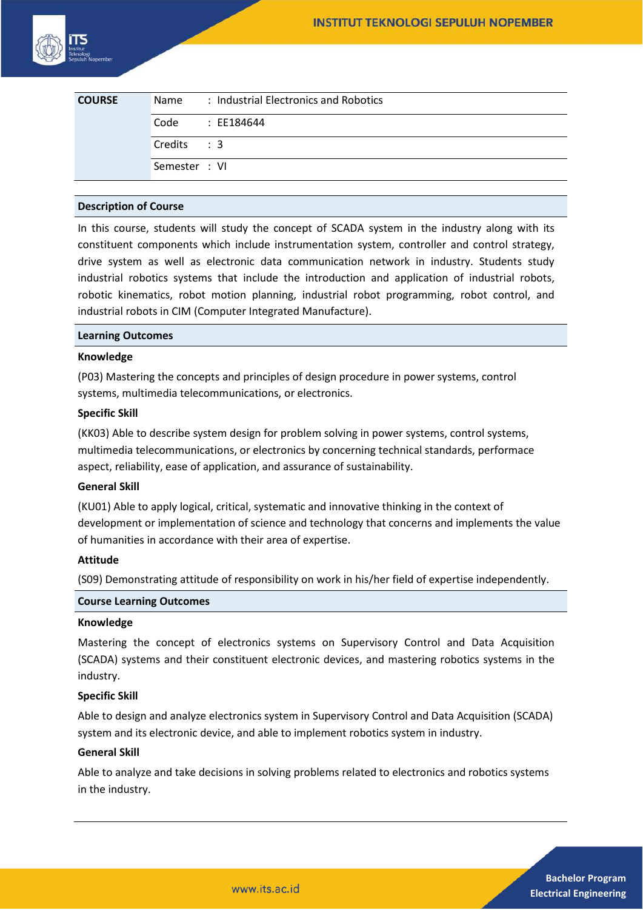| COURSE | Name | : Industrial Electronics and Robotics |
|---|---|---|
| | Code | : EE184644 |
| | Credits | : 3 |
| | Semester | : VI |

## Description of Course

In this course, students will study the concept of SCADA system in the industry along with its constituent components which include instrumentation system, controller and control strategy, drive system as well as electronic data communication network in industry. Students study industrial robotics systems that include the introduction and application of industrial robots, robotic kinematics, robot motion planning, industrial robot programming, robot control, and industrial robots in CIM (Computer Integrated Manufacture).

## Learning Outcomes

**Knowledge**

(P03) Mastering the concepts and principles of design procedure in power systems, control systems, multimedia telecommunications, or electronics.

**Specific Skill**

(KK03) Able to describe system design for problem solving in power systems, control systems, multimedia telecommunications, or electronics by concerning technical standards, performace aspect, reliability, ease of application, and assurance of sustainability.

**General Skill**

(KU01) Able to apply logical, critical, systematic and innovative thinking in the context of development or implementation of science and technology that concerns and implements the value of humanities in accordance with their area of expertise.

**Attitude**

(S09) Demonstrating attitude of responsibility on work in his/her field of expertise independently.

## Course Learning Outcomes

**Knowledge**

Mastering the concept of electronics systems on Supervisory Control and Data Acquisition (SCADA) systems and their constituent electronic devices, and mastering robotics systems in the industry.

**Specific Skill**

Able to design and analyze electronics system in Supervisory Control and Data Acquisition (SCADA) system and its electronic device, and able to implement robotics system in industry.

**General Skill**

Able to analyze and take decisions in solving problems related to electronics and robotics systems in the industry.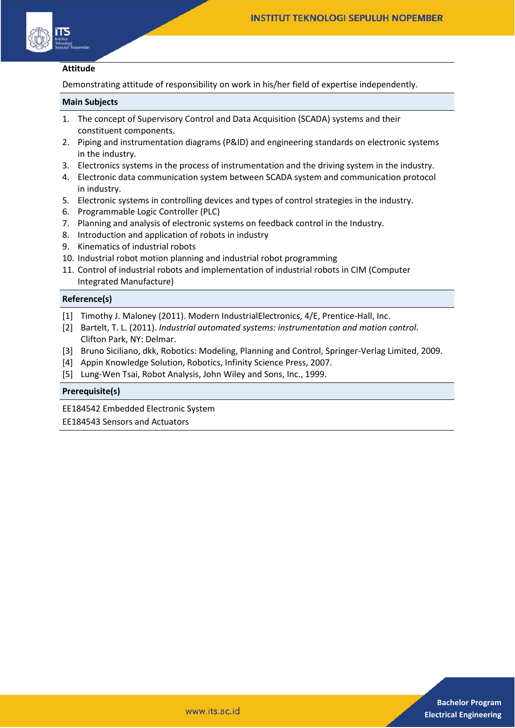**Attitude**

Demonstrating attitude of responsibility on work in his/her field of expertise independently.

**Main Subjects**

1. The concept of Supervisory Control and Data Acquisition (SCADA) systems and their constituent components.
2. Piping and instrumentation diagrams (P&ID) and engineering standards on electronic systems in the industry.
3. Electronics systems in the process of instrumentation and the driving system in the industry.
4. Electronic data communication system between SCADA system and communication protocol in industry.
5. Electronic systems in controlling devices and types of control strategies in the industry.
6. Programmable Logic Controller (PLC)
7. Planning and analysis of electronic systems on feedback control in the Industry.
8. Introduction and application of robots in industry
9. Kinematics of industrial robots
10. Industrial robot motion planning and industrial robot programming
11. Control of industrial robots and implementation of industrial robots in CIM (Computer Integrated Manufacture)

**Reference(s)**

[1] Timothy J. Maloney (2011). Modern IndustrialElectronics, 4/E, Prentice-Hall, Inc.
[2] Bartelt, T. L. (2011). *Industrial automated systems: instrumentation and motion control*. Clifton Park, NY: Delmar.
[3] Bruno Siciliano, dkk, Robotics: Modeling, Planning and Control, Springer-Verlag Limited, 2009.
[4] Appin Knowledge Solution, Robotics, Infinity Science Press, 2007.
[5] Lung-Wen Tsai, Robot Analysis, John Wiley and Sons, Inc., 1999.

**Prerequisite(s)**

EE184542 Embedded Electronic System
EE184543 Sensors and Actuators